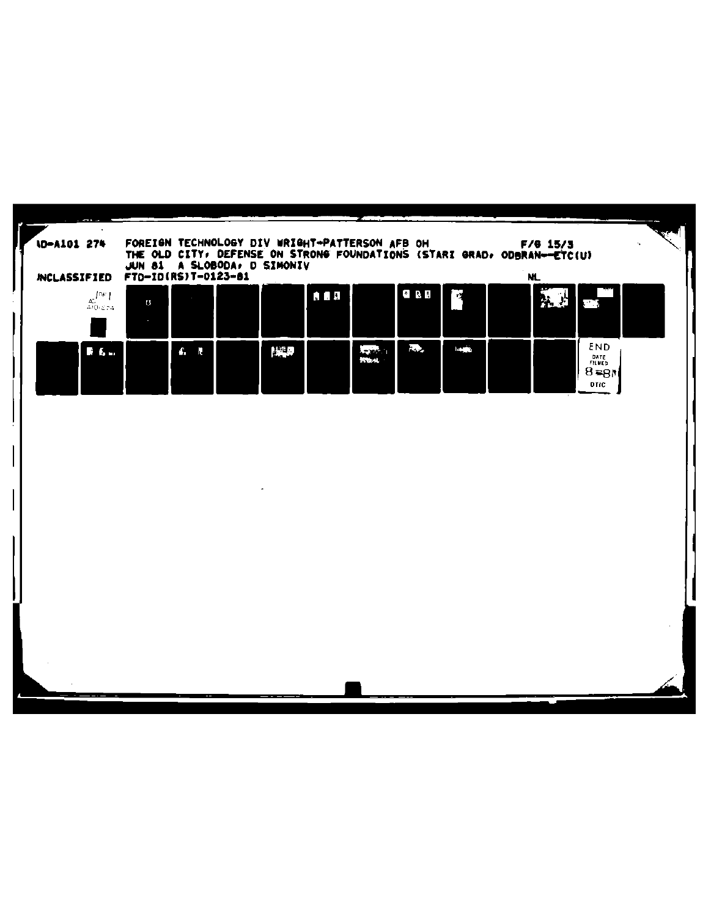AD-A101 274 FOREIGN TECHNOLOGY DIV WRIGHT-PATTERSON AFB OH F/G 15/3

THE OLD CITY, DEFENSE ON STRONG FOUNDATIONS (STARI GRAD, ODBRAN--ETC(U)

JUN 81 A SLOBODA, D SIMONIV

UNCLASSIFIED FTD-ID(RS)T-0123-81 NL

END

DATE FILMED

8-81

DTIC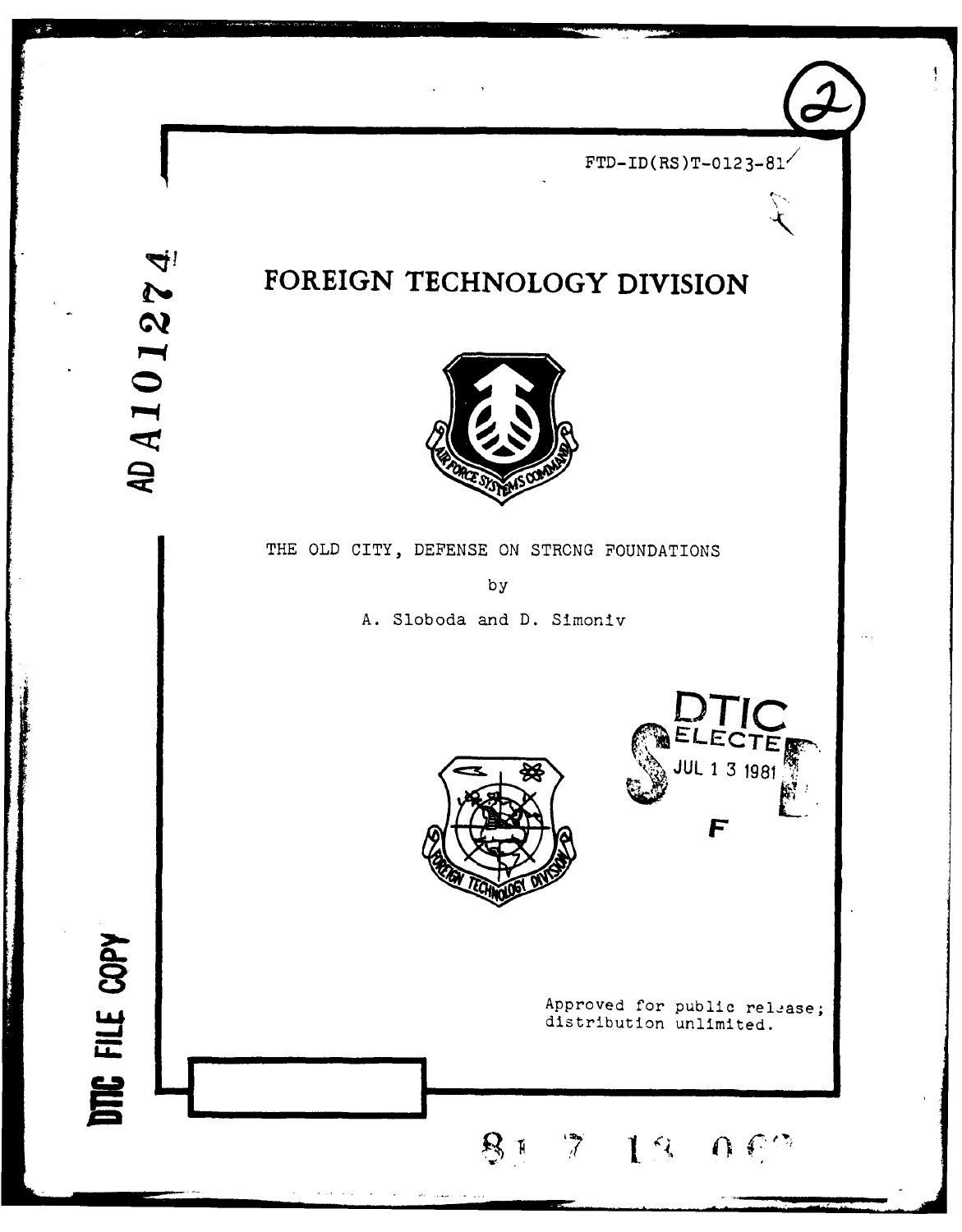FTD-ID(RS)T-0123-81

AD A101274

# FOREIGN TECHNOLOGY DIVISION

THE OLD CITY, DEFENSE ON STRONG FOUNDATIONS

by

A. Sloboda and D. Simoniv

DTIC ELECTE JUL 13 1981

Approved for public release; distribution unlimited.

DTIC FILE COPY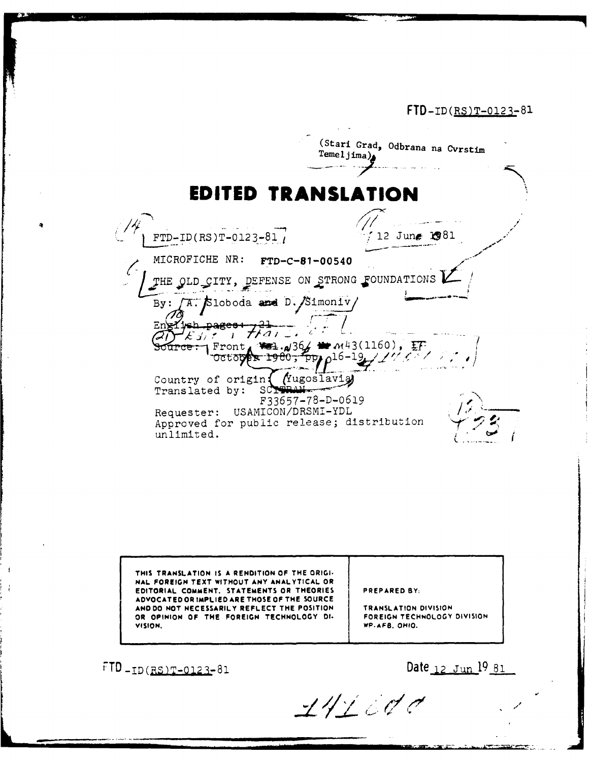FTD-ID(RS)T-0123-81

(Stari Grad, Odbrana na Cvrstim Temeljima)

# EDITED TRANSLATION

FTD-ID(RS)T-0123-81 12 June 1981

MICROFICHE NR: **FTD-C-81-00540**

THE OLD CITY, DEFENSE ON STRONG FOUNDATIONS

By: A. Sloboda ~~and~~ D. Simoniv

~~English pages: 21~~

Source: Front, ~~Vol.~~ 36, ~~Nr~~ 43(1160), ~~17~~ ~~October 1980, pp~~ 16-19

Country of origin: Yugoslavia

Translated by: SCITRAN

F33657-78-D-0619

Requester: USAMICON/DRSMI-YDL

Approved for public release; distribution unlimited.

| | |
|---|---|
| THIS TRANSLATION IS A RENDITION OF THE ORIGINAL FOREIGN TEXT WITHOUT ANY ANALYTICAL OR EDITORIAL COMMENT. STATEMENTS OR THEORIES ADVOCATED OR IMPLIED ARE THOSE OF THE SOURCE AND DO NOT NECESSARILY REFLECT THE POSITION OR OPINION OF THE FOREIGN TECHNOLOGY DIVISION. | PREPARED BY: TRANSLATION DIVISION FOREIGN TECHNOLOGY DIVISION WP-AFB, OHIO. |

FTD-ID(RS)T-0123-81 Date 12 Jun 19 81

141600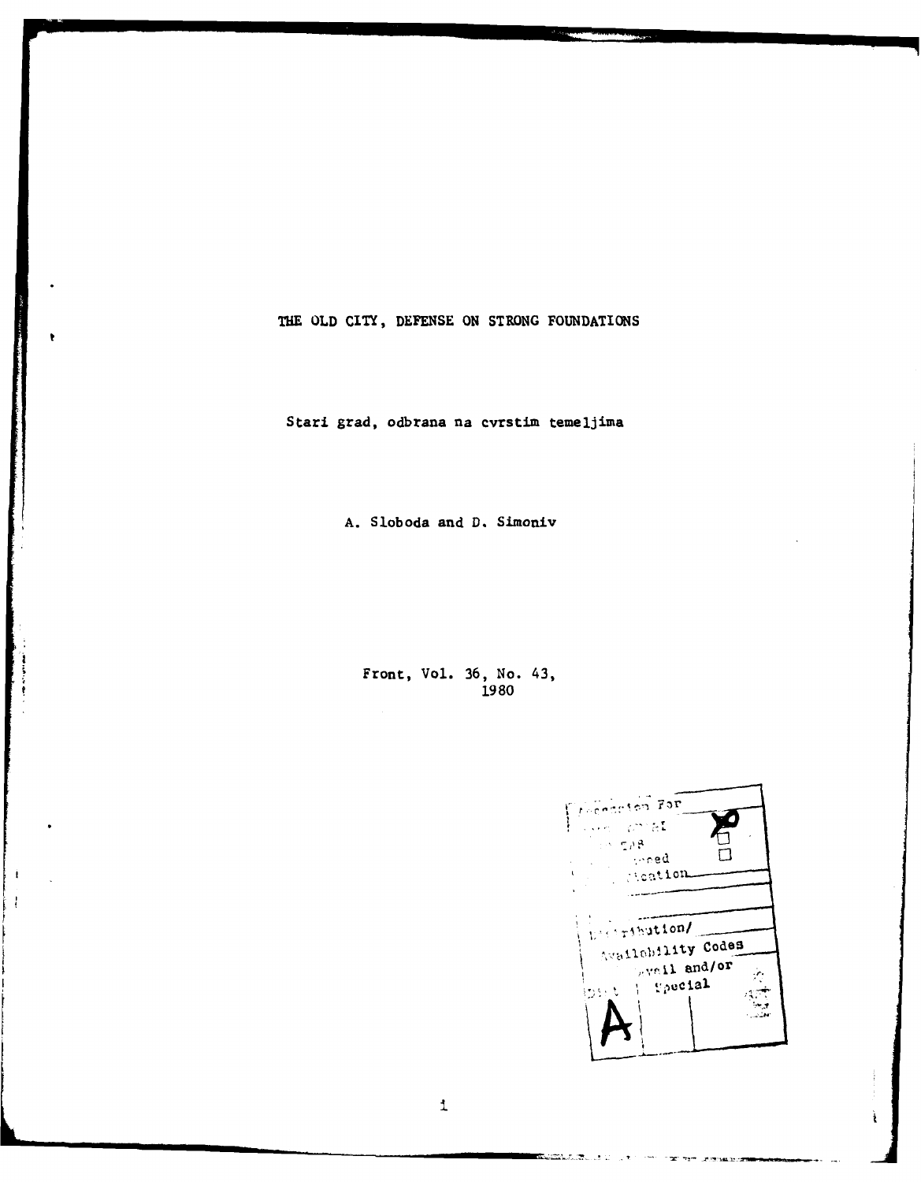THE OLD CITY, DEFENSE ON STRONG FOUNDATIONS

Stari grad, odbrana na cvrstim temeljima

A. Sloboda and D. Simoniv

Front, Vol. 36, No. 43,
1980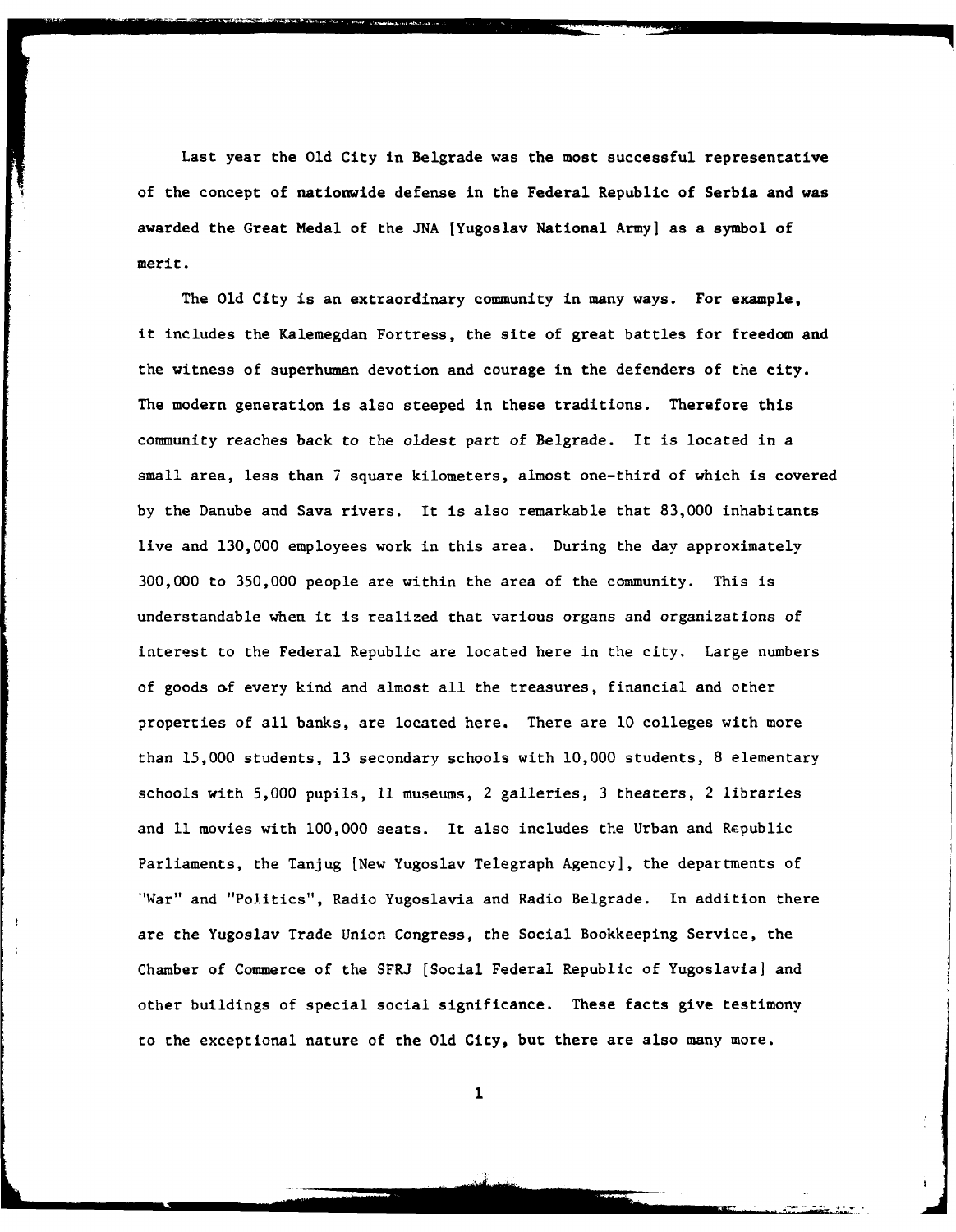Last year the Old City in Belgrade was the most successful representative of the concept of nationwide defense in the Federal Republic of Serbia and was awarded the Great Medal of the JNA [Yugoslav National Army] as a symbol of merit.

The Old City is an extraordinary community in many ways. For example, it includes the Kalemegdan Fortress, the site of great battles for freedom and the witness of superhuman devotion and courage in the defenders of the city. The modern generation is also steeped in these traditions. Therefore this community reaches back to the oldest part of Belgrade. It is located in a small area, less than 7 square kilometers, almost one-third of which is covered by the Danube and Sava rivers. It is also remarkable that 83,000 inhabitants live and 130,000 employees work in this area. During the day approximately 300,000 to 350,000 people are within the area of the community. This is understandable when it is realized that various organs and organizations of interest to the Federal Republic are located here in the city. Large numbers of goods of every kind and almost all the treasures, financial and other properties of all banks, are located here. There are 10 colleges with more than 15,000 students, 13 secondary schools with 10,000 students, 8 elementary schools with 5,000 pupils, 11 museums, 2 galleries, 3 theaters, 2 libraries and 11 movies with 100,000 seats. It also includes the Urban and Republic Parliaments, the Tanjug [New Yugoslav Telegraph Agency], the departments of "War" and "Politics", Radio Yugoslavia and Radio Belgrade. In addition there are the Yugoslav Trade Union Congress, the Social Bookkeeping Service, the Chamber of Commerce of the SFRJ [Social Federal Republic of Yugoslavia] and other buildings of special social significance. These facts give testimony to the exceptional nature of the Old City, but there are also many more.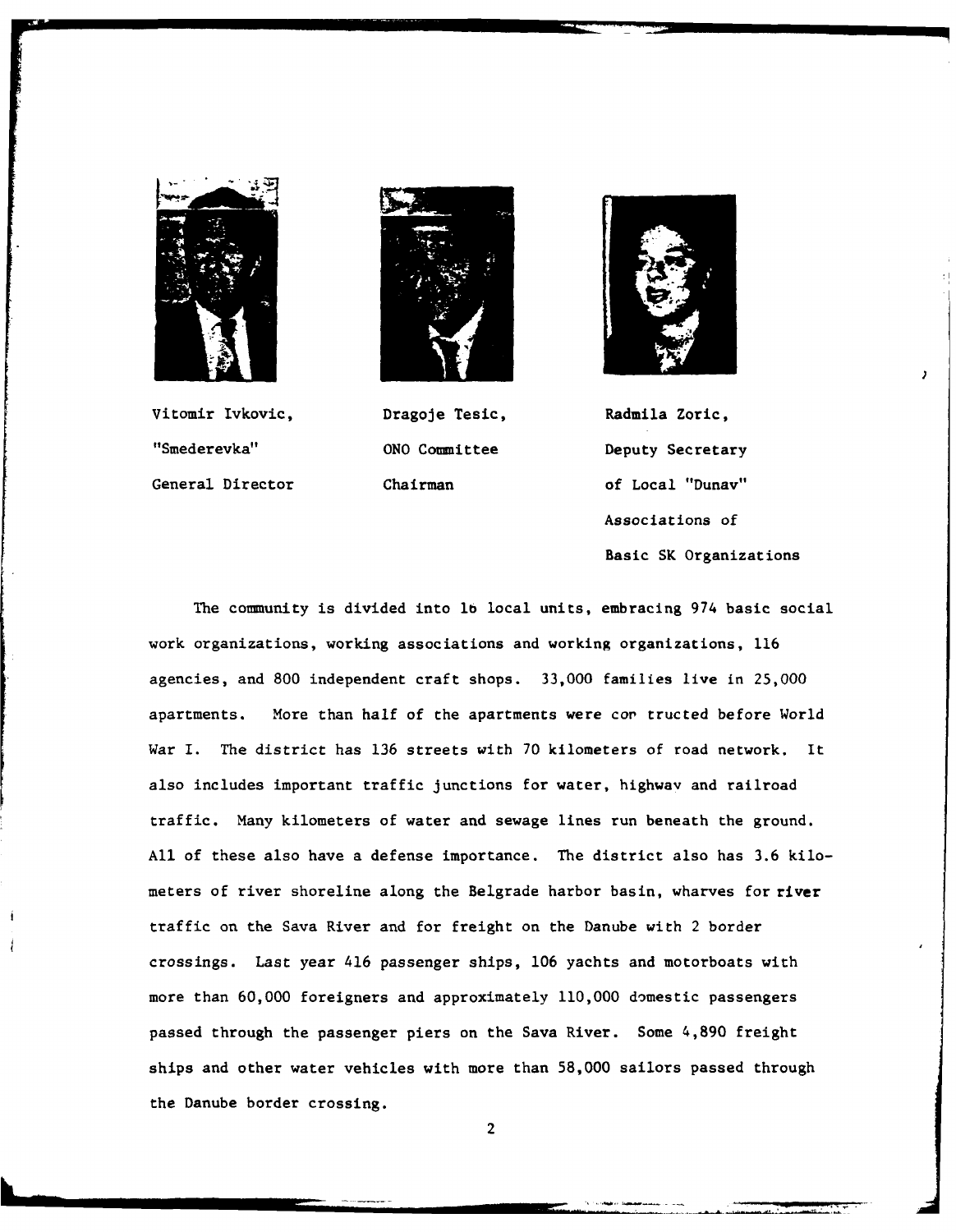Vitomir Ivkovic, "Smederevka" General Director

Dragoje Tesic, ONO Committee Chairman

Radmila Zoric, Deputy Secretary of Local "Dunav" Associations of Basic SK Organizations

The community is divided into 16 local units, embracing 974 basic social work organizations, working associations and working organizations, 116 agencies, and 800 independent craft shops. 33,000 families live in 25,000 apartments. More than half of the apartments were constructed before World War I. The district has 136 streets with 70 kilometers of road network. It also includes important traffic junctions for water, highway and railroad traffic. Many kilometers of water and sewage lines run beneath the ground. All of these also have a defense importance. The district also has 3.6 kilometers of river shoreline along the Belgrade harbor basin, wharves for river traffic on the Sava River and for freight on the Danube with 2 border crossings. Last year 416 passenger ships, 106 yachts and motorboats with more than 60,000 foreigners and approximately 110,000 domestic passengers passed through the passenger piers on the Sava River. Some 4,890 freight ships and other water vehicles with more than 58,000 sailors passed through the Danube border crossing.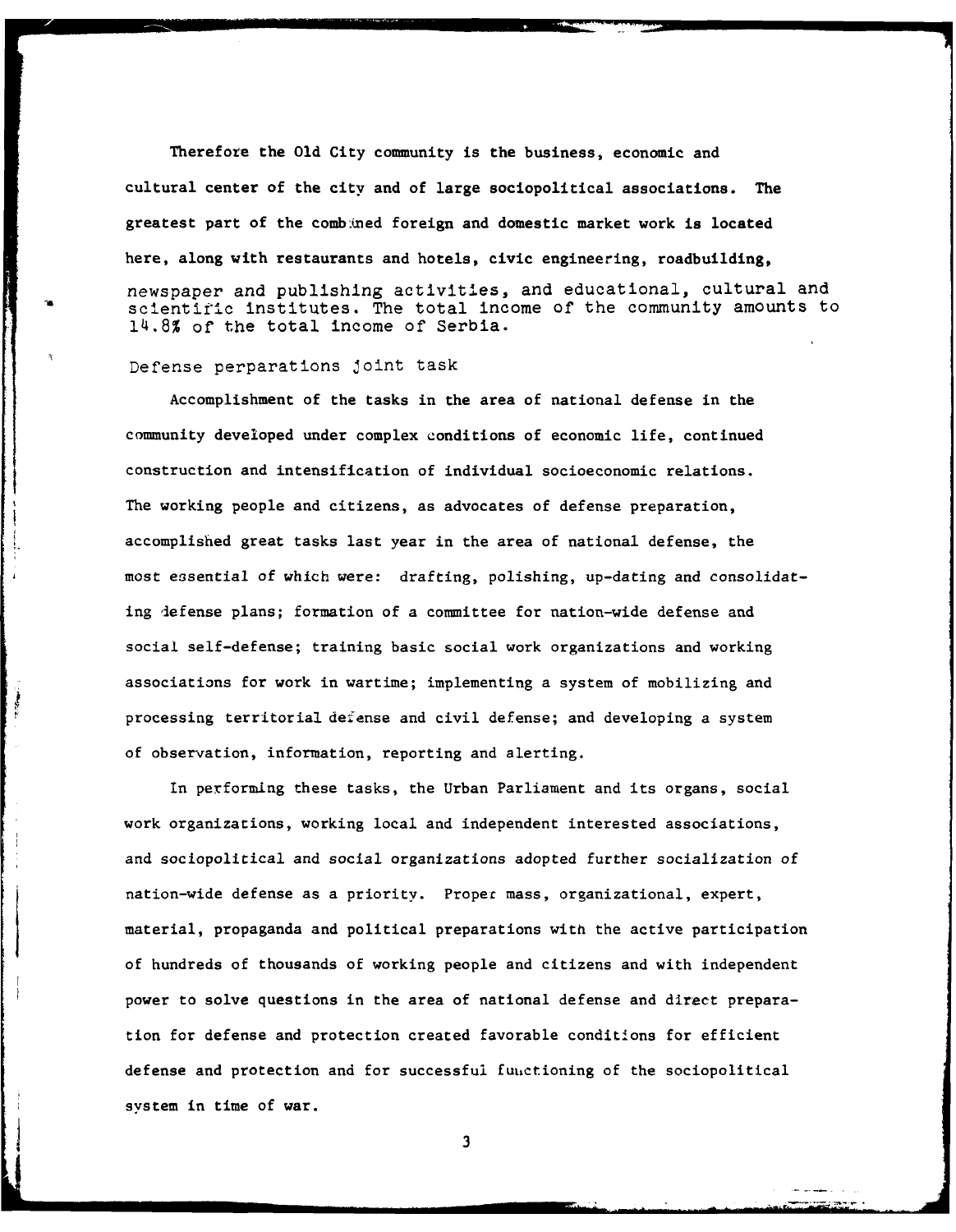Therefore the Old City community is the business, economic and cultural center of the city and of large sociopolitical associations. The greatest part of the combined foreign and domestic market work is located here, along with restaurants and hotels, civic engineering, roadbuilding, newspaper and publishing activities, and educational, cultural and scientific institutes. The total income of the community amounts to 14.8% of the total income of Serbia.

## Defense perparations joint task

Accomplishment of the tasks in the area of national defense in the community developed under complex conditions of economic life, continued construction and intensification of individual socioeconomic relations. The working people and citizens, as advocates of defense preparation, accomplished great tasks last year in the area of national defense, the most essential of which were: drafting, polishing, up-dating and consolidating defense plans; formation of a committee for nation-wide defense and social self-defense; training basic social work organizations and working associations for work in wartime; implementing a system of mobilizing and processing territorial defense and civil defense; and developing a system of observation, information, reporting and alerting.

In performing these tasks, the Urban Parliament and its organs, social work organizations, working local and independent interested associations, and sociopolitical and social organizations adopted further socialization of nation-wide defense as a priority. Proper mass, organizational, expert, material, propaganda and political preparations with the active participation of hundreds of thousands of working people and citizens and with independent power to solve questions in the area of national defense and direct preparation for defense and protection created favorable conditions for efficient defense and protection and for successful functioning of the sociopolitical system in time of war.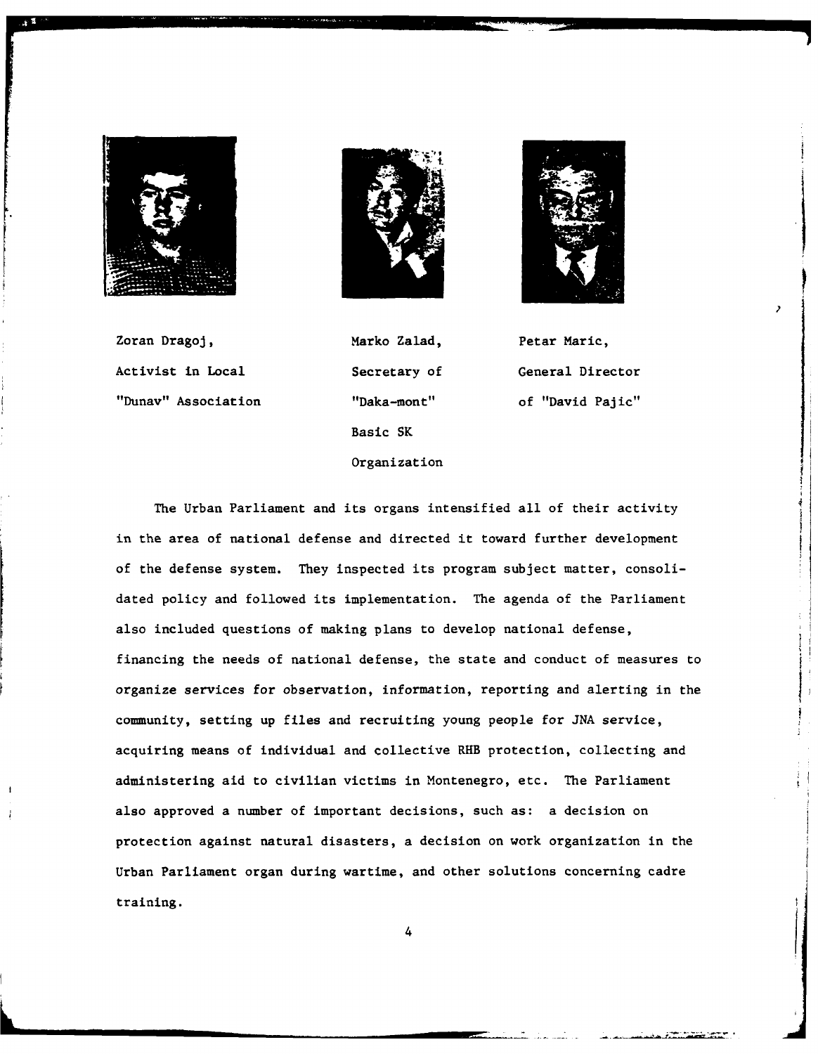Zoran Dragoj, Activist in Local "Dunav" Association

Marko Zalad, Secretary of "Daka-mont" Basic SK Organization

Petar Maric, General Director of "David Pajic"

The Urban Parliament and its organs intensified all of their activity in the area of national defense and directed it toward further development of the defense system. They inspected its program subject matter, consolidated policy and followed its implementation. The agenda of the Parliament also included questions of making plans to develop national defense, financing the needs of national defense, the state and conduct of measures to organize services for observation, information, reporting and alerting in the community, setting up files and recruiting young people for JNA service, acquiring means of individual and collective RHB protection, collecting and administering aid to civilian victims in Montenegro, etc. The Parliament also approved a number of important decisions, such as: a decision on protection against natural disasters, a decision on work organization in the Urban Parliament organ during wartime, and other solutions concerning cadre training.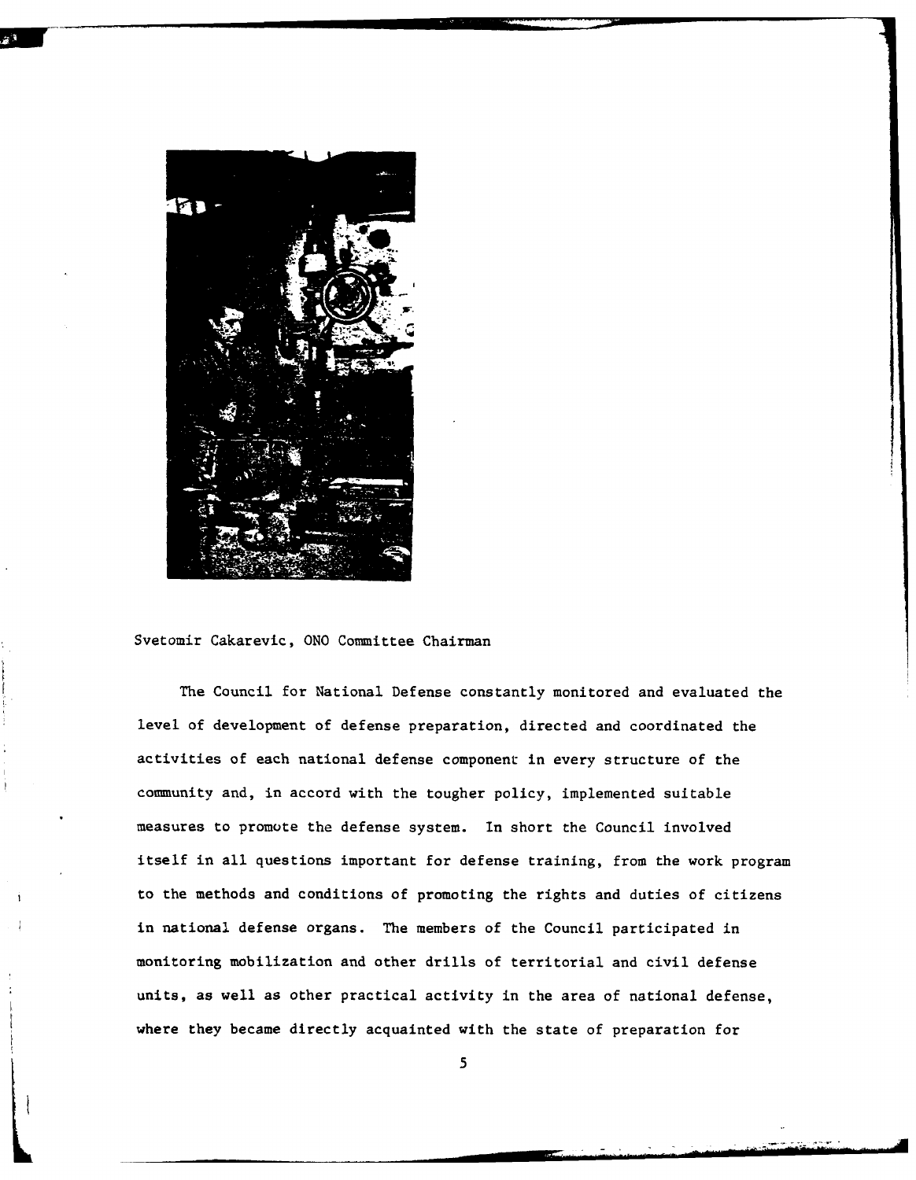Svetomir Cakarevic, ONO Committee Chairman

The Council for National Defense constantly monitored and evaluated the level of development of defense preparation, directed and coordinated the activities of each national defense component in every structure of the community and, in accord with the tougher policy, implemented suitable measures to promote the defense system. In short the Council involved itself in all questions important for defense training, from the work program to the methods and conditions of promoting the rights and duties of citizens in national defense organs. The members of the Council participated in monitoring mobilization and other drills of territorial and civil defense units, as well as other practical activity in the area of national defense, where they became directly acquainted with the state of preparation for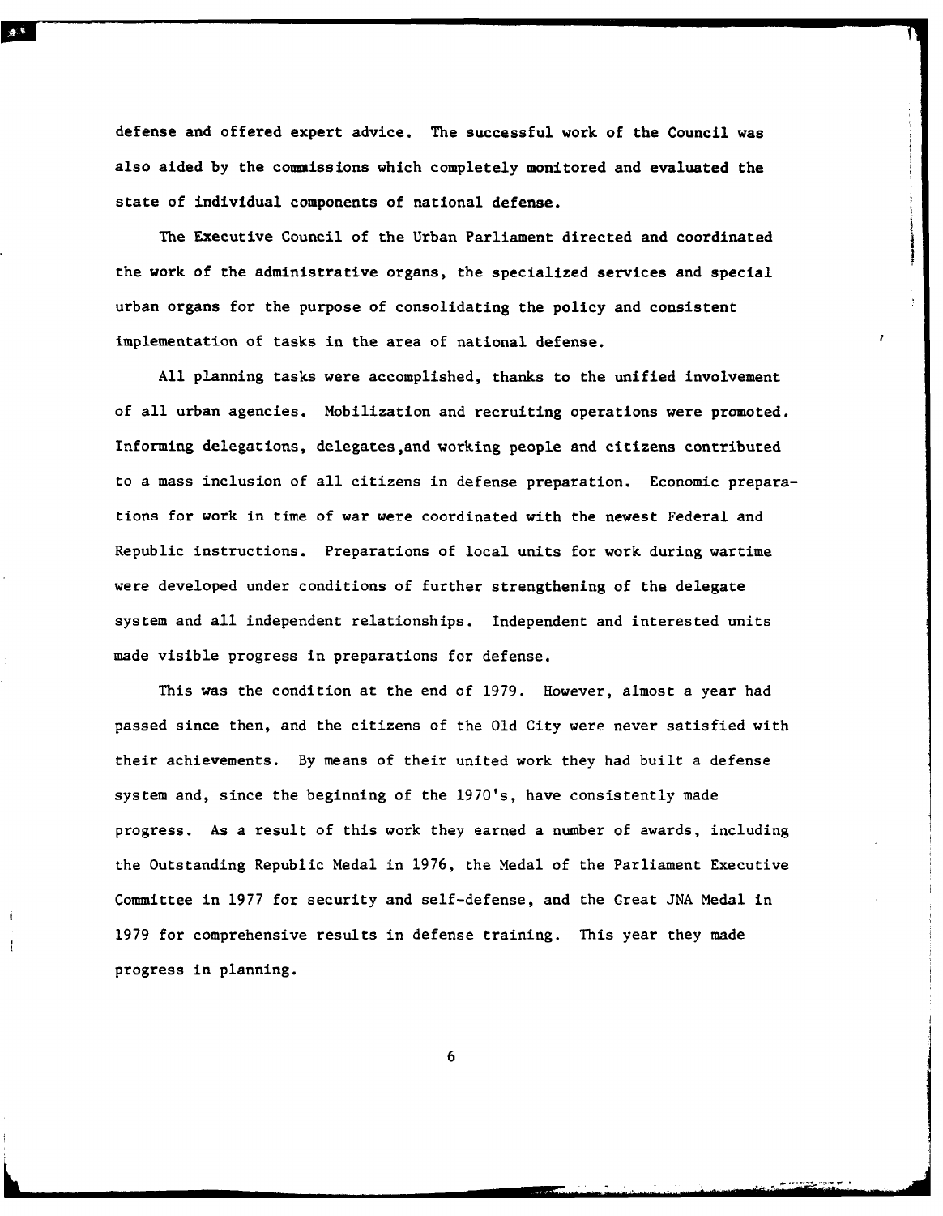defense and offered expert advice. The successful work of the Council was also aided by the commissions which completely monitored and evaluated the state of individual components of national defense.

The Executive Council of the Urban Parliament directed and coordinated the work of the administrative organs, the specialized services and special urban organs for the purpose of consolidating the policy and consistent implementation of tasks in the area of national defense.

All planning tasks were accomplished, thanks to the unified involvement of all urban agencies. Mobilization and recruiting operations were promoted. Informing delegations, delegates, and working people and citizens contributed to a mass inclusion of all citizens in defense preparation. Economic preparations for work in time of war were coordinated with the newest Federal and Republic instructions. Preparations of local units for work during wartime were developed under conditions of further strengthening of the delegate system and all independent relationships. Independent and interested units made visible progress in preparations for defense.

This was the condition at the end of 1979. However, almost a year had passed since then, and the citizens of the Old City were never satisfied with their achievements. By means of their united work they had built a defense system and, since the beginning of the 1970's, have consistently made progress. As a result of this work they earned a number of awards, including the Outstanding Republic Medal in 1976, the Medal of the Parliament Executive Committee in 1977 for security and self-defense, and the Great JNA Medal in 1979 for comprehensive results in defense training. This year they made progress in planning.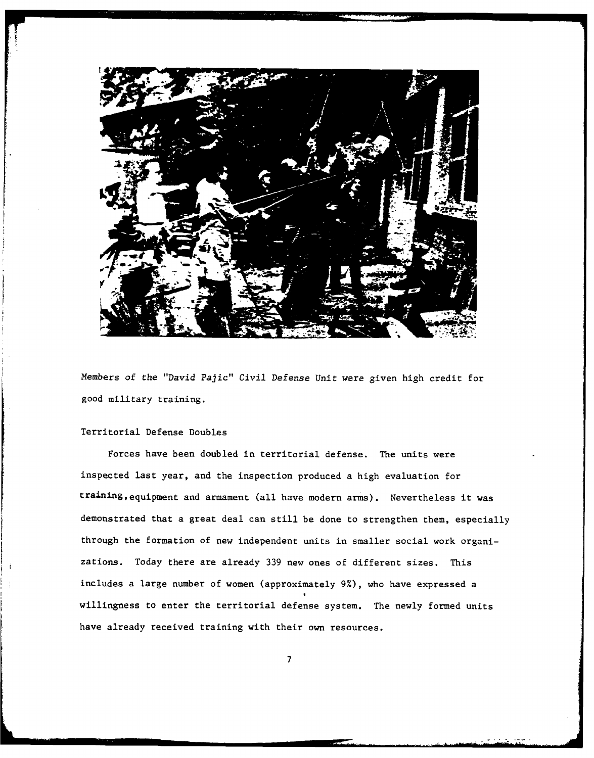*Members of the "David Pajic" Civil Defense Unit were given high credit for good military training.*

Territorial Defense Doubles

Forces have been doubled in territorial defense. The units were inspected last year, and the inspection produced a high evaluation for training, equipment and armament (all have modern arms). Nevertheless it was demonstrated that a great deal can still be done to strengthen them, especially through the formation of new independent units in smaller social work organizations. Today there are already 339 new ones of different sizes. This includes a large number of women (approximately 9%), who have expressed a willingness to enter the territorial defense system. The newly formed units have already received training with their own resources.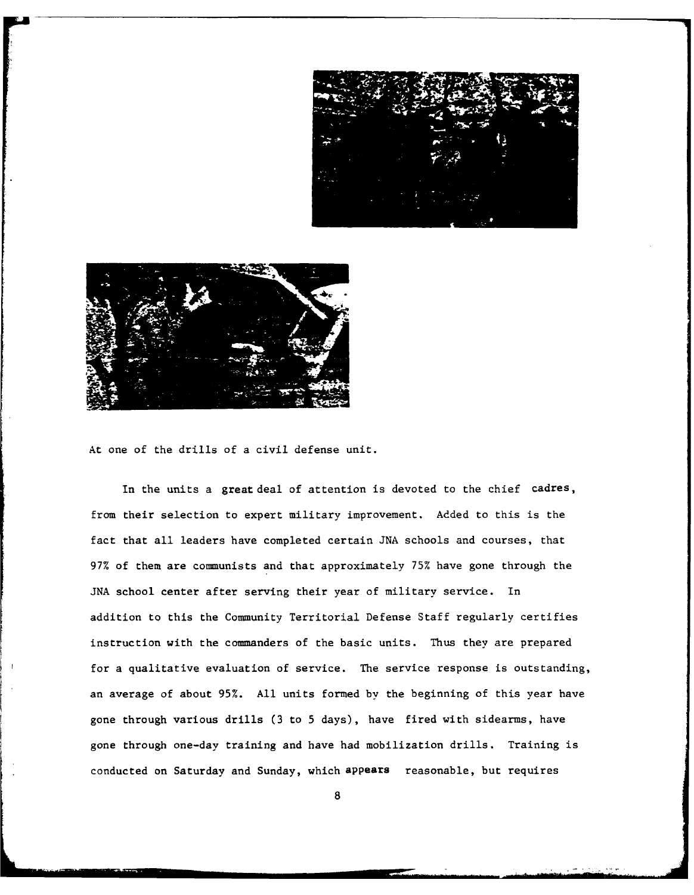At one of the drills of a civil defense unit.

In the units a great deal of attention is devoted to the chief cadres, from their selection to expert military improvement. Added to this is the fact that all leaders have completed certain JNA schools and courses, that 97% of them are communists and that approximately 75% have gone through the JNA school center after serving their year of military service. In addition to this the Community Territorial Defense Staff regularly certifies instruction with the commanders of the basic units. Thus they are prepared for a qualitative evaluation of service. The service response is outstanding, an average of about 95%. All units formed by the beginning of this year have gone through various drills (3 to 5 days), have fired with sidearms, have gone through one-day training and have had mobilization drills. Training is conducted on Saturday and Sunday, which appears reasonable, but requires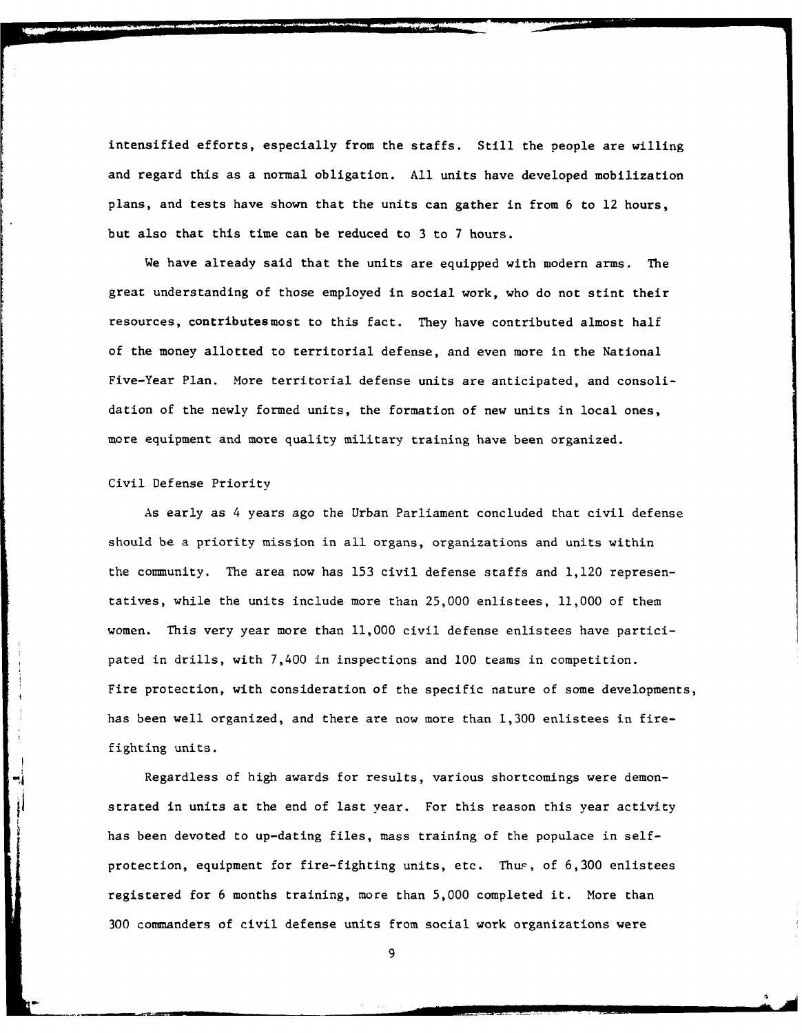intensified efforts, especially from the staffs. Still the people are willing and regard this as a normal obligation. All units have developed mobilization plans, and tests have shown that the units can gather in from 6 to 12 hours, but also that this time can be reduced to 3 to 7 hours.

We have already said that the units are equipped with modern arms. The great understanding of those employed in social work, who do not stint their resources, contributes most to this fact. They have contributed almost half of the money allotted to territorial defense, and even more in the National Five-Year Plan. More territorial defense units are anticipated, and consolidation of the newly formed units, the formation of new units in local ones, more equipment and more quality military training have been organized.

## Civil Defense Priority

As early as 4 years ago the Urban Parliament concluded that civil defense should be a priority mission in all organs, organizations and units within the community. The area now has 153 civil defense staffs and 1,120 representatives, while the units include more than 25,000 enlistees, 11,000 of them women. This very year more than 11,000 civil defense enlistees have participated in drills, with 7,400 in inspections and 100 teams in competition. Fire protection, with consideration of the specific nature of some developments, has been well organized, and there are now more than 1,300 enlistees in fire-fighting units.

Regardless of high awards for results, various shortcomings were demonstrated in units at the end of last year. For this reason this year activity has been devoted to up-dating files, mass training of the populace in self-protection, equipment for fire-fighting units, etc. Thus, of 6,300 enlistees registered for 6 months training, more than 5,000 completed it. More than 300 commanders of civil defense units from social work organizations were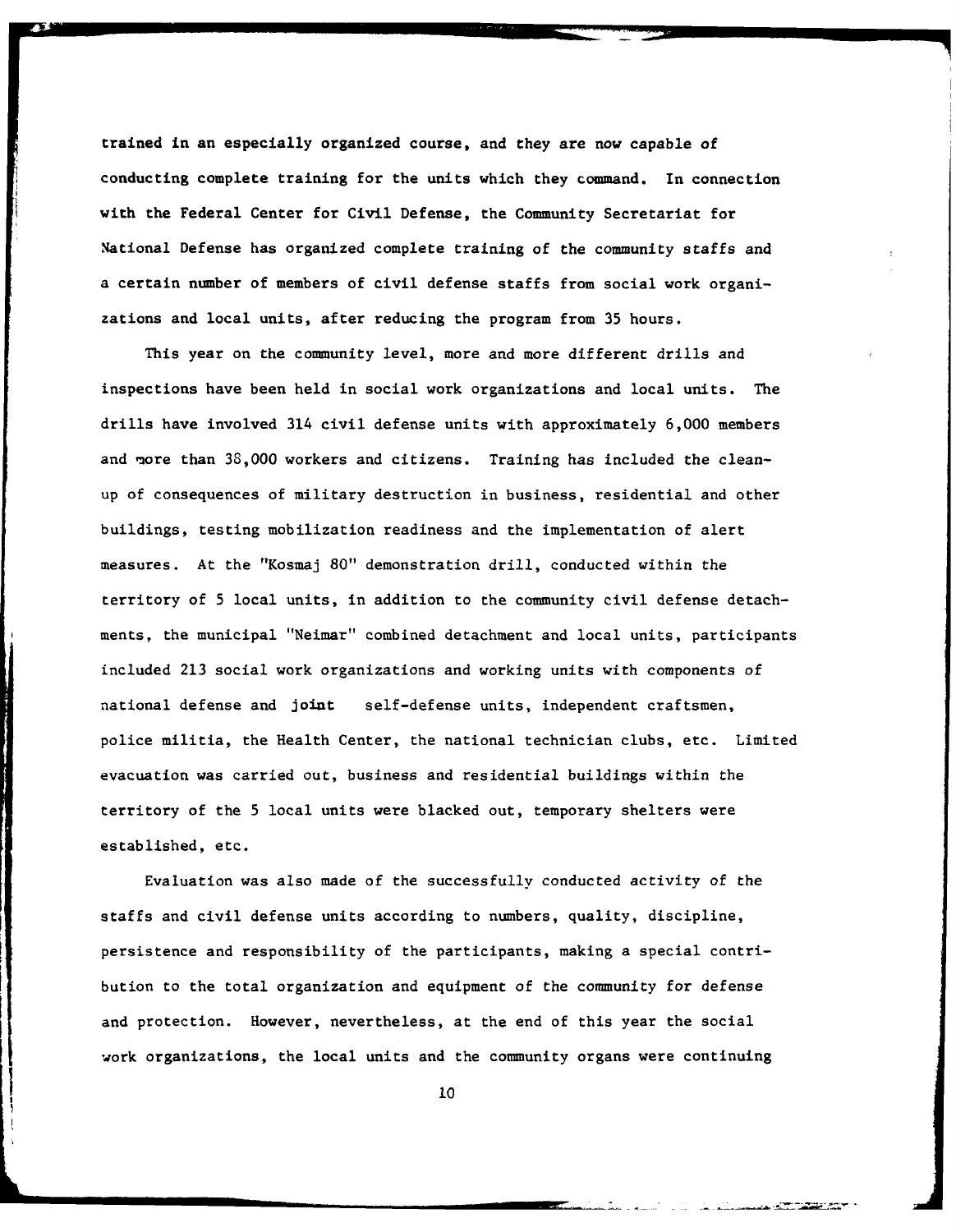trained in an especially organized course, and they are now capable of conducting complete training for the units which they command. In connection with the Federal Center for Civil Defense, the Community Secretariat for National Defense has organized complete training of the community staffs and a certain number of members of civil defense staffs from social work organizations and local units, after reducing the program from 35 hours.

This year on the community level, more and more different drills and inspections have been held in social work organizations and local units. The drills have involved 314 civil defense units with approximately 6,000 members and more than 38,000 workers and citizens. Training has included the clean-up of consequences of military destruction in business, residential and other buildings, testing mobilization readiness and the implementation of alert measures. At the "Kosmaj 80" demonstration drill, conducted within the territory of 5 local units, in addition to the community civil defense detachments, the municipal "Neimar" combined detachment and local units, participants included 213 social work organizations and working units with components of national defense and joint self-defense units, independent craftsmen, police militia, the Health Center, the national technician clubs, etc. Limited evacuation was carried out, business and residential buildings within the territory of the 5 local units were blacked out, temporary shelters were established, etc.

Evaluation was also made of the successfully conducted activity of the staffs and civil defense units according to numbers, quality, discipline, persistence and responsibility of the participants, making a special contribution to the total organization and equipment of the community for defense and protection. However, nevertheless, at the end of this year the social work organizations, the local units and the community organs were continuing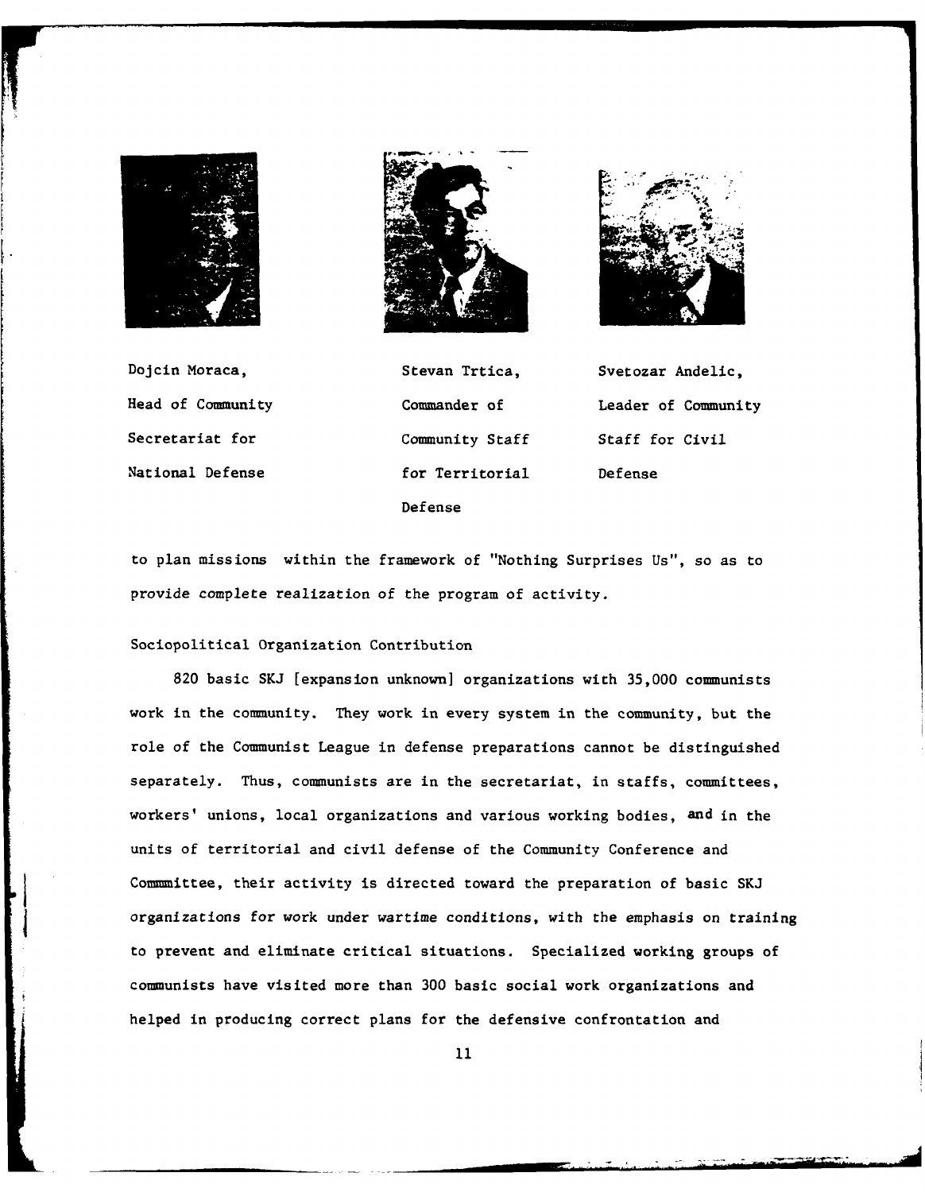Dojcin Moraca,
Head of Community
Secretariat for
National Defense

Stevan Trtica,
Commander of
Community Staff
for Territorial
Defense

Svetozar Andelic,
Leader of Community
Staff for Civil
Defense

to plan missions within the framework of "Nothing Surprises Us", so as to provide complete realization of the program of activity.

Sociopolitical Organization Contribution

820 basic SKJ [expansion unknown] organizations with 35,000 communists work in the community. They work in every system in the community, but the role of the Communist League in defense preparations cannot be distinguished separately. Thus, communists are in the secretariat, in staffs, committees, workers' unions, local organizations and various working bodies, and in the units of territorial and civil defense of the Community Conference and Commmittee, their activity is directed toward the preparation of basic SKJ organizations for work under wartime conditions, with the emphasis on training to prevent and eliminate critical situations. Specialized working groups of communists have visited more than 300 basic social work organizations and helped in producing correct plans for the defensive confrontation and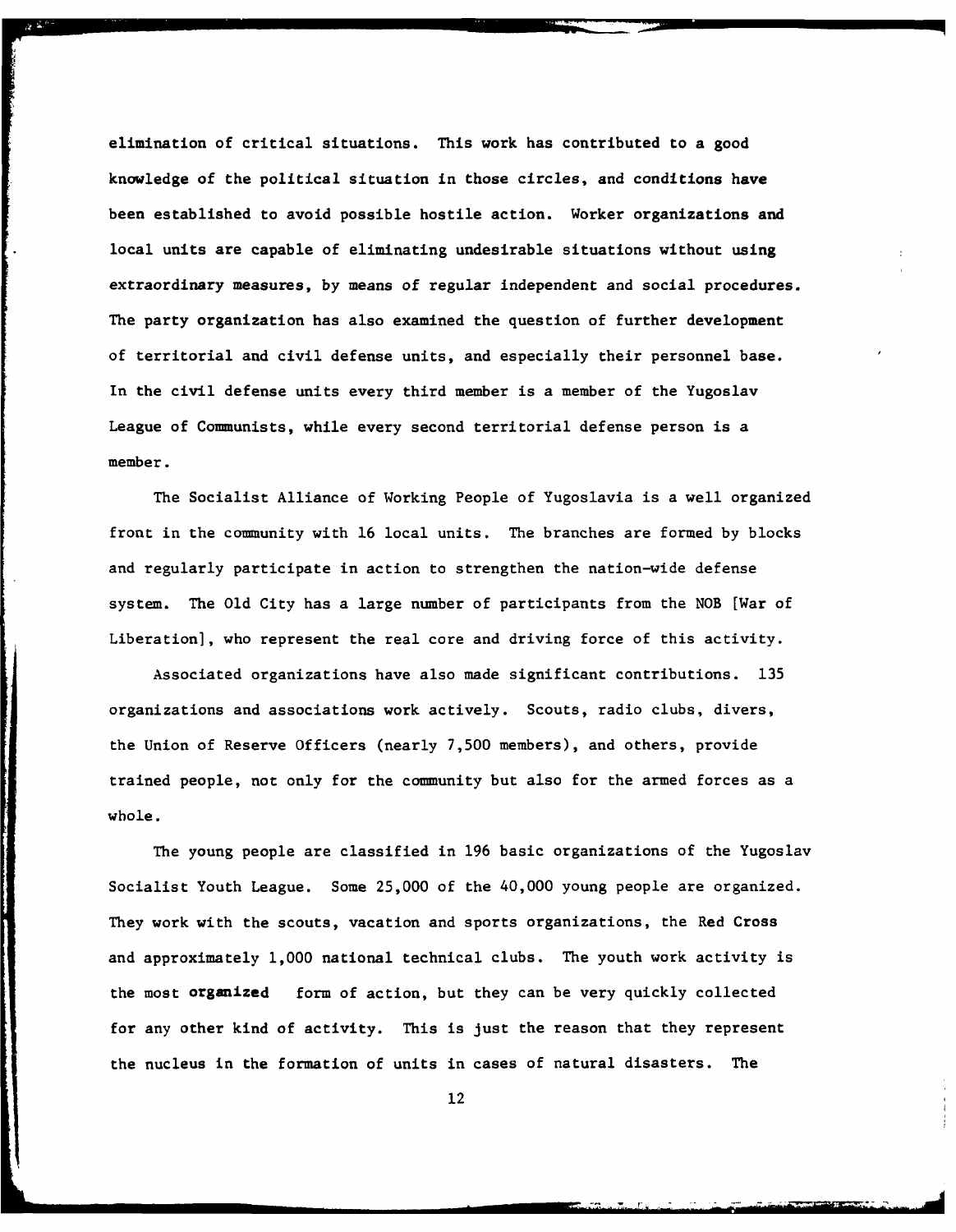elimination of critical situations. This work has contributed to a good knowledge of the political situation in those circles, and conditions have been established to avoid possible hostile action. Worker organizations and local units are capable of eliminating undesirable situations without using extraordinary measures, by means of regular independent and social procedures. The party organization has also examined the question of further development of territorial and civil defense units, and especially their personnel base. In the civil defense units every third member is a member of the Yugoslav League of Communists, while every second territorial defense person is a member.

The Socialist Alliance of Working People of Yugoslavia is a well organized front in the community with 16 local units. The branches are formed by blocks and regularly participate in action to strengthen the nation-wide defense system. The Old City has a large number of participants from the NOB [War of Liberation], who represent the real core and driving force of this activity.

Associated organizations have also made significant contributions. 135 organizations and associations work actively. Scouts, radio clubs, divers, the Union of Reserve Officers (nearly 7,500 members), and others, provide trained people, not only for the community but also for the armed forces as a whole.

The young people are classified in 196 basic organizations of the Yugoslav Socialist Youth League. Some 25,000 of the 40,000 young people are organized. They work with the scouts, vacation and sports organizations, the Red Cross and approximately 1,000 national technical clubs. The youth work activity is the most organized form of action, but they can be very quickly collected for any other kind of activity. This is just the reason that they represent the nucleus in the formation of units in cases of natural disasters. The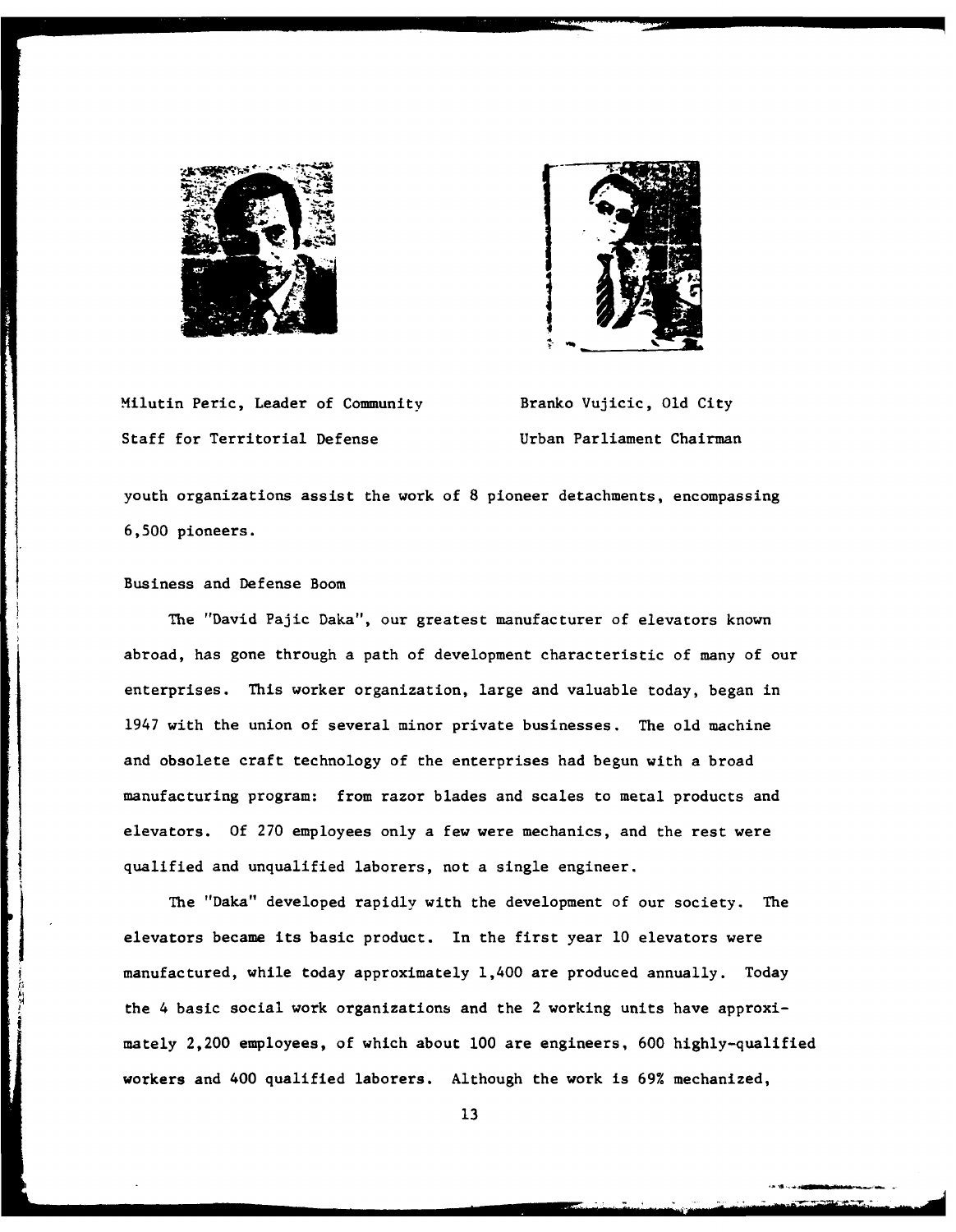Milutin Peric, Leader of Community Staff for Territorial Defense

Branko Vujicic, Old City Urban Parliament Chairman

youth organizations assist the work of 8 pioneer detachments, encompassing 6,500 pioneers.

Business and Defense Boom

The "David Pajic Daka", our greatest manufacturer of elevators known abroad, has gone through a path of development characteristic of many of our enterprises. This worker organization, large and valuable today, began in 1947 with the union of several minor private businesses. The old machine and obsolete craft technology of the enterprises had begun with a broad manufacturing program: from razor blades and scales to metal products and elevators. Of 270 employees only a few were mechanics, and the rest were qualified and unqualified laborers, not a single engineer.

The "Daka" developed rapidly with the development of our society. The elevators became its basic product. In the first year 10 elevators were manufactured, while today approximately 1,400 are produced annually. Today the 4 basic social work organizations and the 2 working units have approximately 2,200 employees, of which about 100 are engineers, 600 highly-qualified workers and 400 qualified laborers. Although the work is 69% mechanized,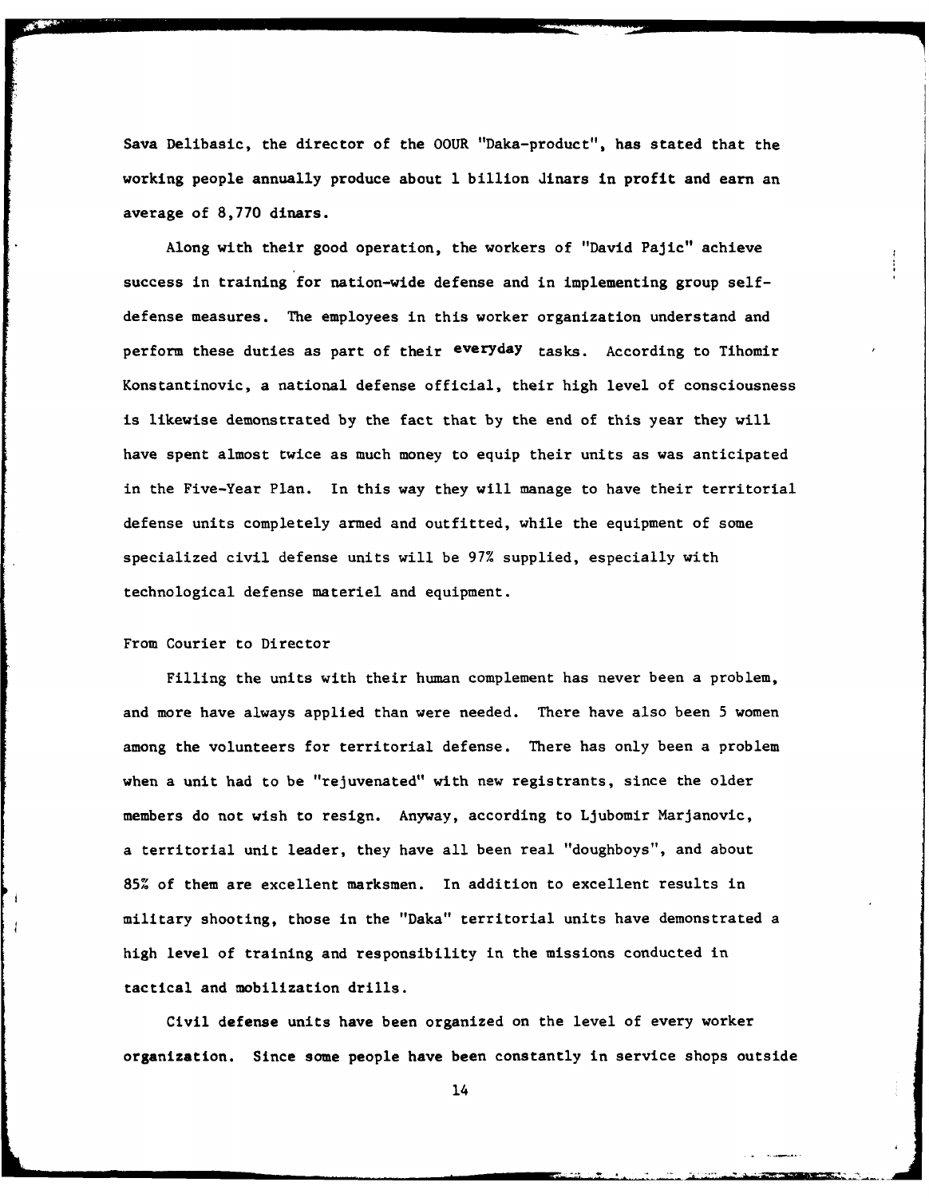Sava Delibasic, the director of the OOUR "Daka-product", has stated that the working people annually produce about 1 billion dinars in profit and earn an average of 8,770 dinars.

Along with their good operation, the workers of "David Pajic" achieve success in training for nation-wide defense and in implementing group self-defense measures. The employees in this worker organization understand and perform these duties as part of their everyday tasks. According to Tihomir Konstantinovic, a national defense official, their high level of consciousness is likewise demonstrated by the fact that by the end of this year they will have spent almost twice as much money to equip their units as was anticipated in the Five-Year Plan. In this way they will manage to have their territorial defense units completely armed and outfitted, while the equipment of some specialized civil defense units will be 97% supplied, especially with technological defense materiel and equipment.

From Courier to Director

Filling the units with their human complement has never been a problem, and more have always applied than were needed. There have also been 5 women among the volunteers for territorial defense. There has only been a problem when a unit had to be "rejuvenated" with new registrants, since the older members do not wish to resign. Anyway, according to Ljubomir Marjanovic, a territorial unit leader, they have all been real "doughboys", and about 85% of them are excellent marksmen. In addition to excellent results in military shooting, those in the "Daka" territorial units have demonstrated a high level of training and responsibility in the missions conducted in tactical and mobilization drills.

Civil defense units have been organized on the level of every worker organization. Since some people have been constantly in service shops outside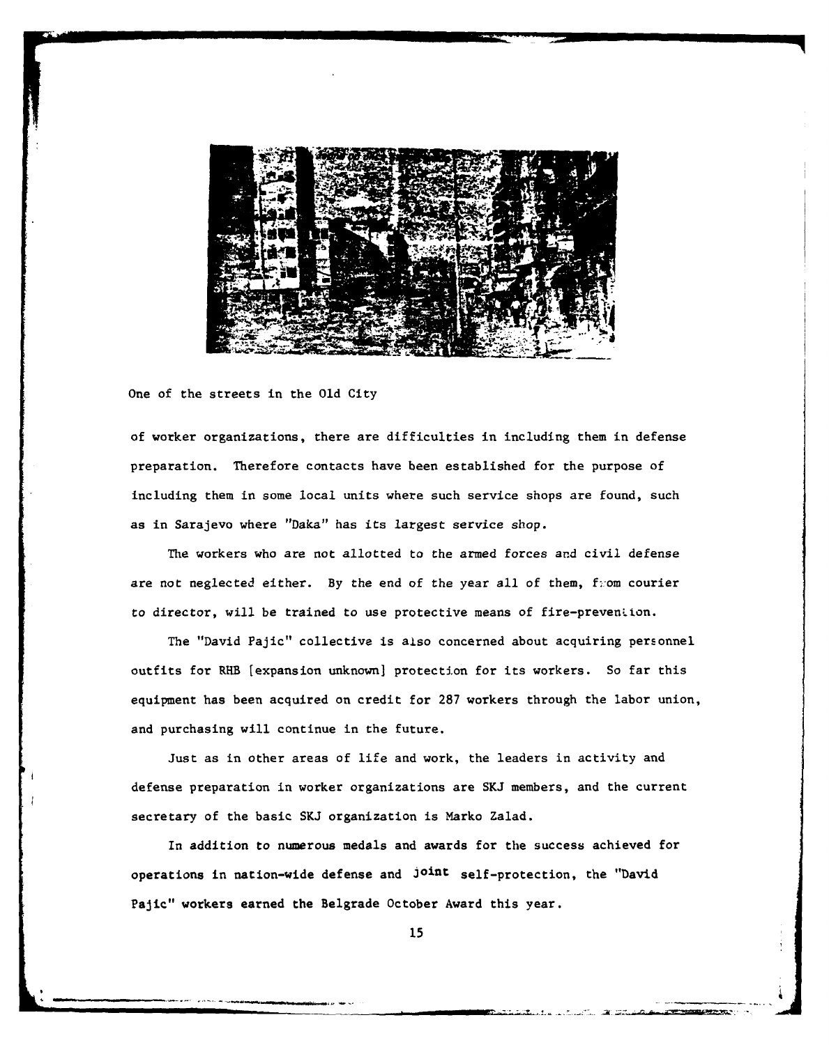One of the streets in the Old City

of worker organizations, there are difficulties in including them in defense preparation. Therefore contacts have been established for the purpose of including them in some local units where such service shops are found, such as in Sarajevo where "Daka" has its largest service shop.

The workers who are not allotted to the armed forces and civil defense are not neglected either. By the end of the year all of them, from courier to director, will be trained to use protective means of fire-prevention.

The "David Pajic" collective is also concerned about acquiring personnel outfits for RHB [expansion unknown] protection for its workers. So far this equipment has been acquired on credit for 287 workers through the labor union, and purchasing will continue in the future.

Just as in other areas of life and work, the leaders in activity and defense preparation in worker organizations are SKJ members, and the current secretary of the basic SKJ organization is Marko Zalad.

In addition to numerous medals and awards for the success achieved for operations in nation-wide defense and joint self-protection, the "David Pajic" workers earned the Belgrade October Award this year.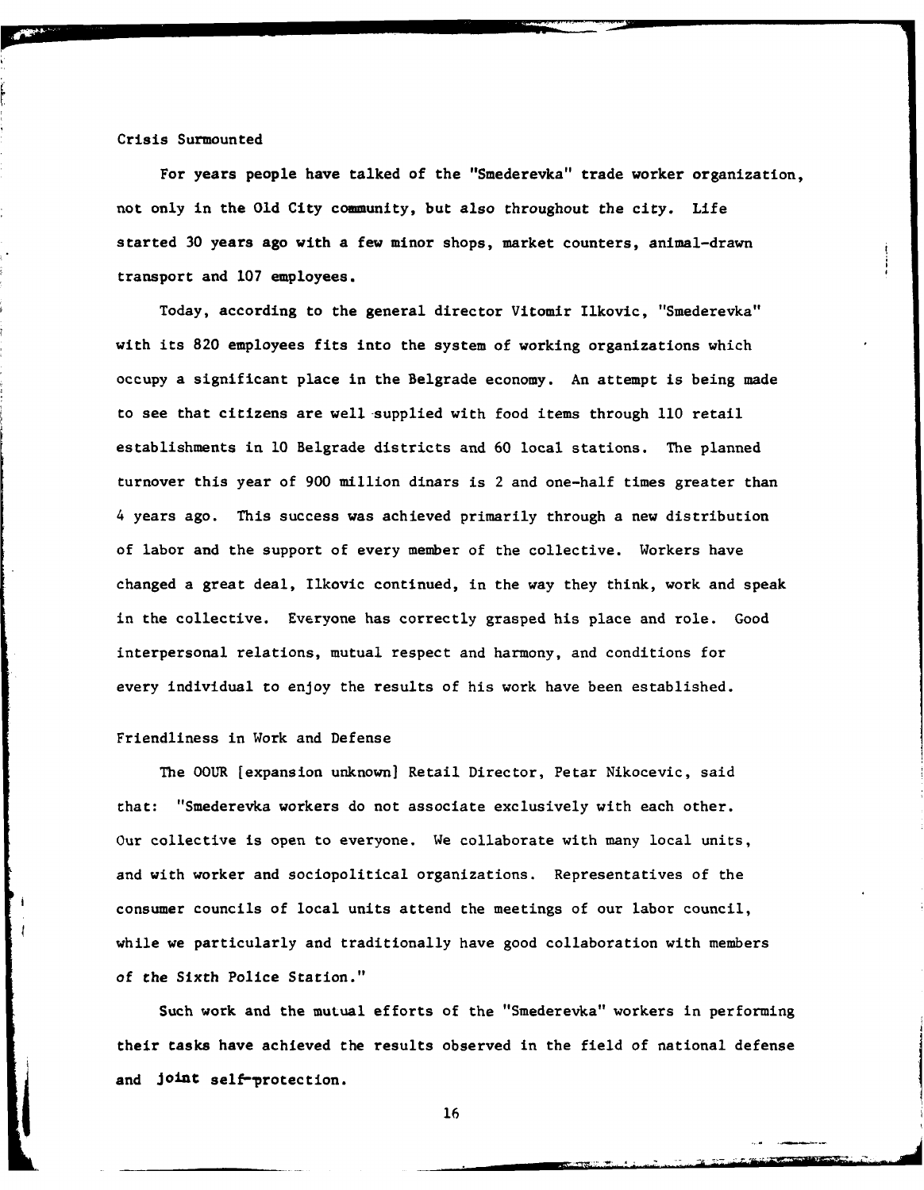## Crisis Surmounted

For years people have talked of the "Smederevka" trade worker organization, not only in the Old City community, but also throughout the city. Life started 30 years ago with a few minor shops, market counters, animal-drawn transport and 107 employees.

Today, according to the general director Vitomir Ilkovic, "Smederevka" with its 820 employees fits into the system of working organizations which occupy a significant place in the Belgrade economy. An attempt is being made to see that citizens are well supplied with food items through 110 retail establishments in 10 Belgrade districts and 60 local stations. The planned turnover this year of 900 million dinars is 2 and one-half times greater than 4 years ago. This success was achieved primarily through a new distribution of labor and the support of every member of the collective. Workers have changed a great deal, Ilkovic continued, in the way they think, work and speak in the collective. Everyone has correctly grasped his place and role. Good interpersonal relations, mutual respect and harmony, and conditions for every individual to enjoy the results of his work have been established.

## Friendliness in Work and Defense

The OOUR [expansion unknown] Retail Director, Petar Nikocevic, said that: "Smederevka workers do not associate exclusively with each other. Our collective is open to everyone. We collaborate with many local units, and with worker and sociopolitical organizations. Representatives of the consumer councils of local units attend the meetings of our labor council, while we particularly and traditionally have good collaboration with members of the Sixth Police Station."

Such work and the mutual efforts of the "Smederevka" workers in performing their tasks have achieved the results observed in the field of national defense and joint self-protection.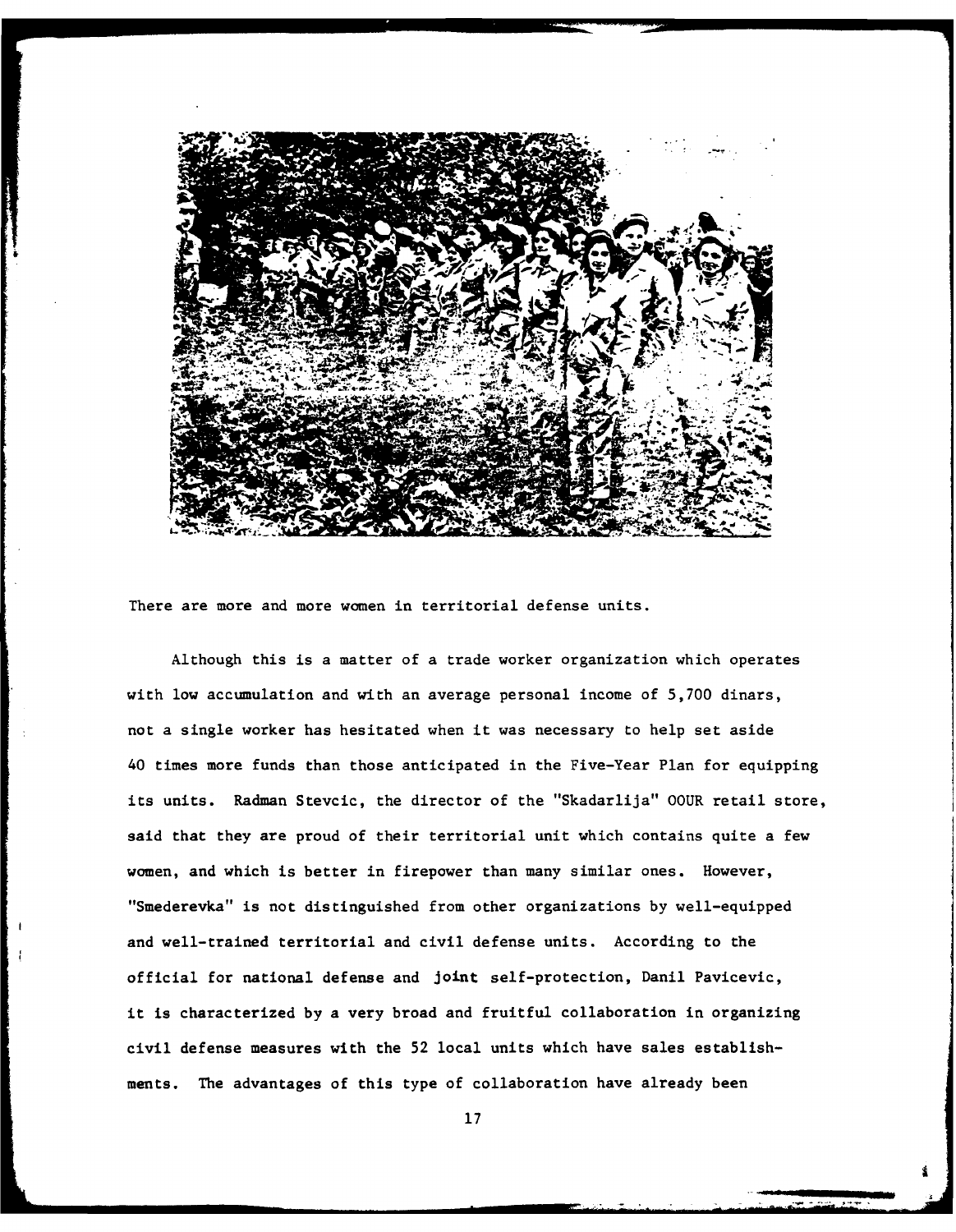There are more and more women in territorial defense units.

Although this is a matter of a trade worker organization which operates with low accumulation and with an average personal income of 5,700 dinars, not a single worker has hesitated when it was necessary to help set aside 40 times more funds than those anticipated in the Five-Year Plan for equipping its units. Radman Stevcic, the director of the "Skadarlija" OOUR retail store, said that they are proud of their territorial unit which contains quite a few women, and which is better in firepower than many similar ones. However, "Smederevka" is not distinguished from other organizations by well-equipped and well-trained territorial and civil defense units. According to the official for national defense and joint self-protection, Danil Pavicevic, it is characterized by a very broad and fruitful collaboration in organizing civil defense measures with the 52 local units which have sales establishments. The advantages of this type of collaboration have already been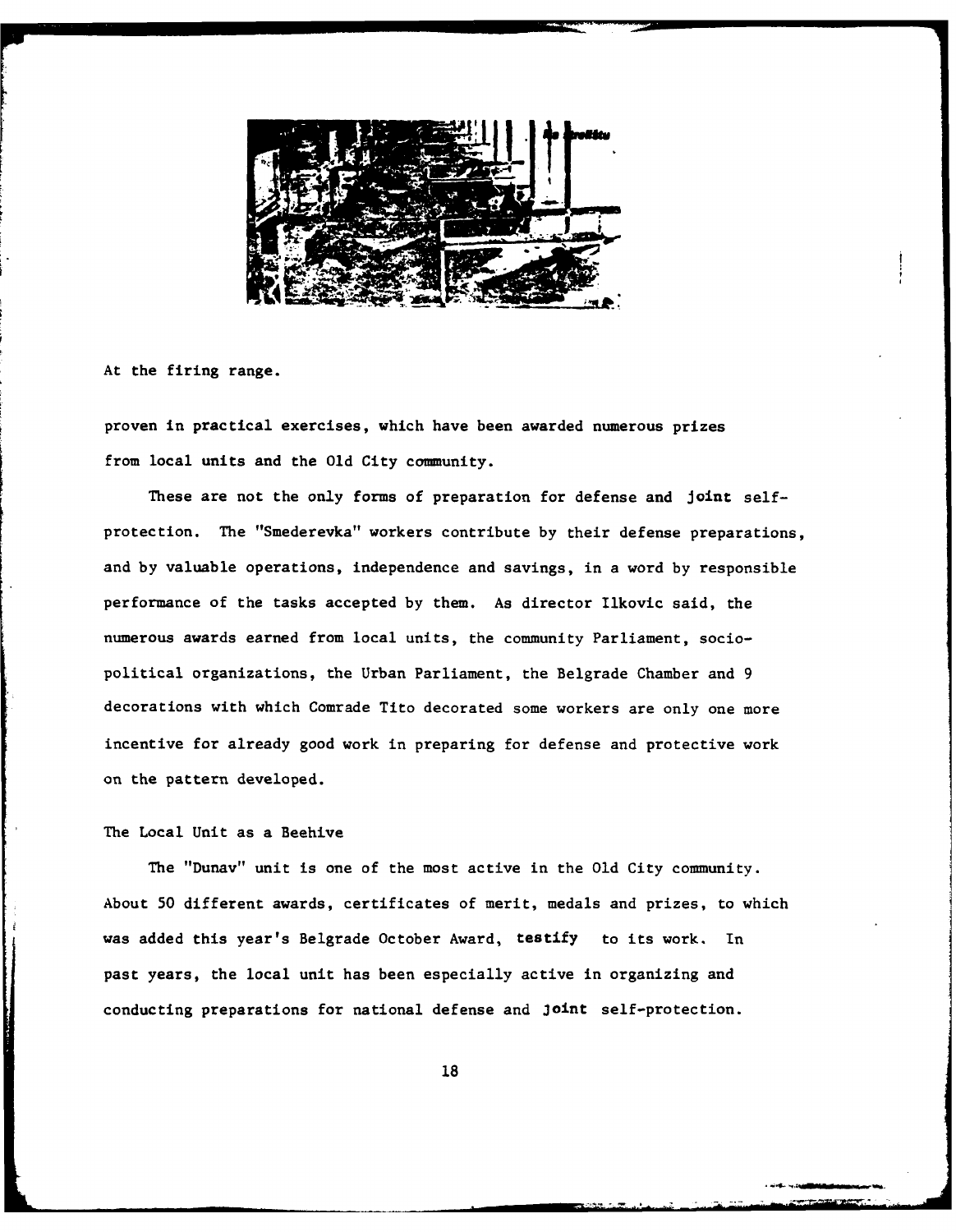At the firing range.

proven in practical exercises, which have been awarded numerous prizes from local units and the Old City community.

These are not the only forms of preparation for defense and joint self-protection. The "Smederevka" workers contribute by their defense preparations, and by valuable operations, independence and savings, in a word by responsible performance of the tasks accepted by them. As director Ilkovic said, the numerous awards earned from local units, the community Parliament, socio-political organizations, the Urban Parliament, the Belgrade Chamber and 9 decorations with which Comrade Tito decorated some workers are only one more incentive for already good work in preparing for defense and protective work on the pattern developed.

## The Local Unit as a Beehive

The "Dunav" unit is one of the most active in the Old City community. About 50 different awards, certificates of merit, medals and prizes, to which was added this year's Belgrade October Award, testify to its work. In past years, the local unit has been especially active in organizing and conducting preparations for national defense and joint self-protection.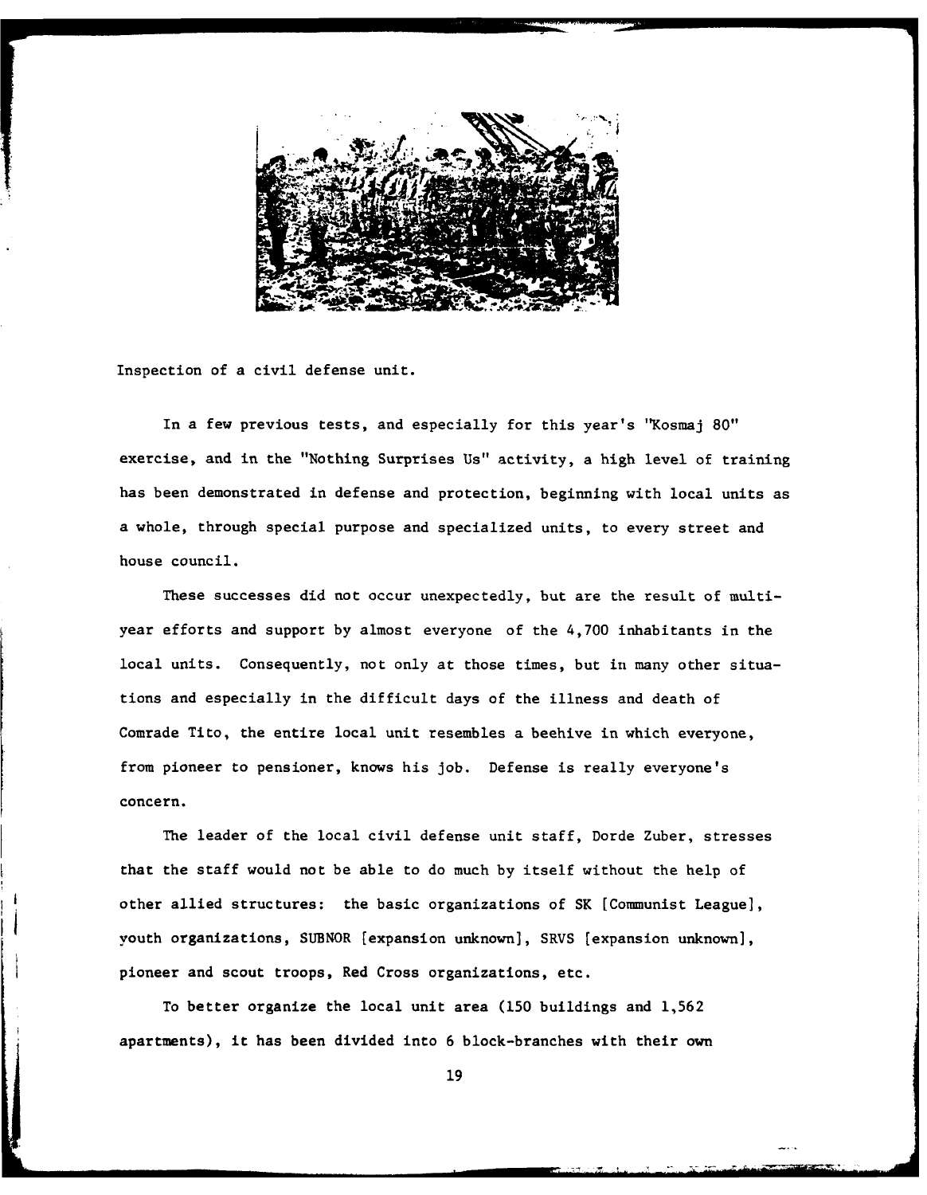Inspection of a civil defense unit.

In a few previous tests, and especially for this year's "Kosmaj 80" exercise, and in the "Nothing Surprises Us" activity, a high level of training has been demonstrated in defense and protection, beginning with local units as a whole, through special purpose and specialized units, to every street and house council.

These successes did not occur unexpectedly, but are the result of multi-year efforts and support by almost everyone of the 4,700 inhabitants in the local units. Consequently, not only at those times, but in many other situations and especially in the difficult days of the illness and death of Comrade Tito, the entire local unit resembles a beehive in which everyone, from pioneer to pensioner, knows his job. Defense is really everyone's concern.

The leader of the local civil defense unit staff, Dorde Zuber, stresses that the staff would not be able to do much by itself without the help of other allied structures: the basic organizations of SK [Communist League], youth organizations, SUBNOR [expansion unknown], SRVS [expansion unknown], pioneer and scout troops, Red Cross organizations, etc.

To better organize the local unit area (150 buildings and 1,562 apartments), it has been divided into 6 block-branches with their own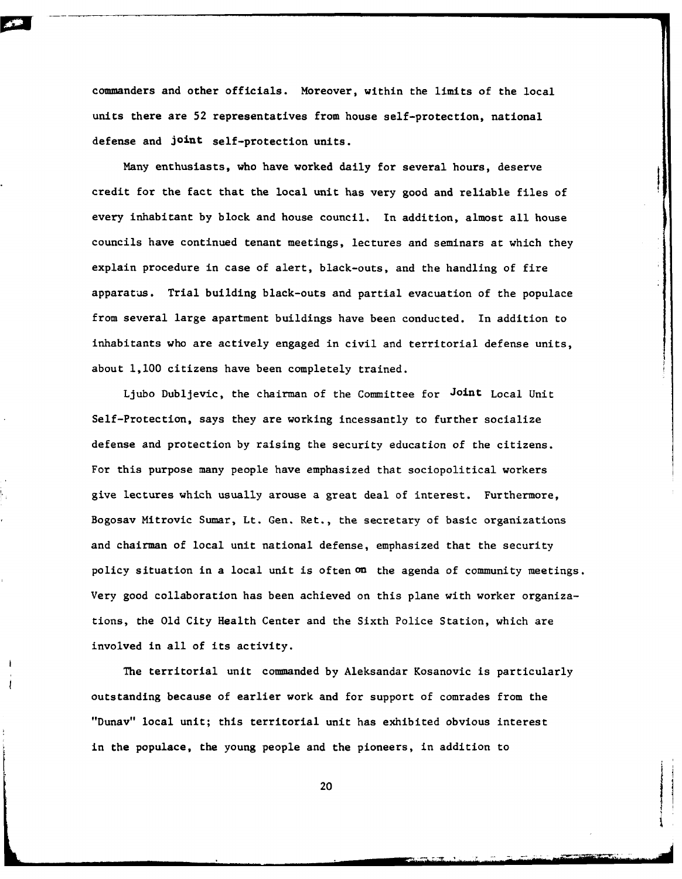commanders and other officials. Moreover, within the limits of the local units there are 52 representatives from house self-protection, national defense and joint self-protection units.

Many enthusiasts, who have worked daily for several hours, deserve credit for the fact that the local unit has very good and reliable files of every inhabitant by block and house council. In addition, almost all house councils have continued tenant meetings, lectures and seminars at which they explain procedure in case of alert, black-outs, and the handling of fire apparatus. Trial building black-outs and partial evacuation of the populace from several large apartment buildings have been conducted. In addition to inhabitants who are actively engaged in civil and territorial defense units, about 1,100 citizens have been completely trained.

Ljubo Dubljevic, the chairman of the Committee for Joint Local Unit Self-Protection, says they are working incessantly to further socialize defense and protection by raising the security education of the citizens. For this purpose many people have emphasized that sociopolitical workers give lectures which usually arouse a great deal of interest. Furthermore, Bogosav Mitrovic Sumar, Lt. Gen. Ret., the secretary of basic organizations and chairman of local unit national defense, emphasized that the security policy situation in a local unit is often on the agenda of community meetings. Very good collaboration has been achieved on this plane with worker organizations, the Old City Health Center and the Sixth Police Station, which are involved in all of its activity.

The territorial unit commanded by Aleksandar Kosanovic is particularly outstanding because of earlier work and for support of comrades from the "Dunav" local unit; this territorial unit has exhibited obvious interest in the populace, the young people and the pioneers, in addition to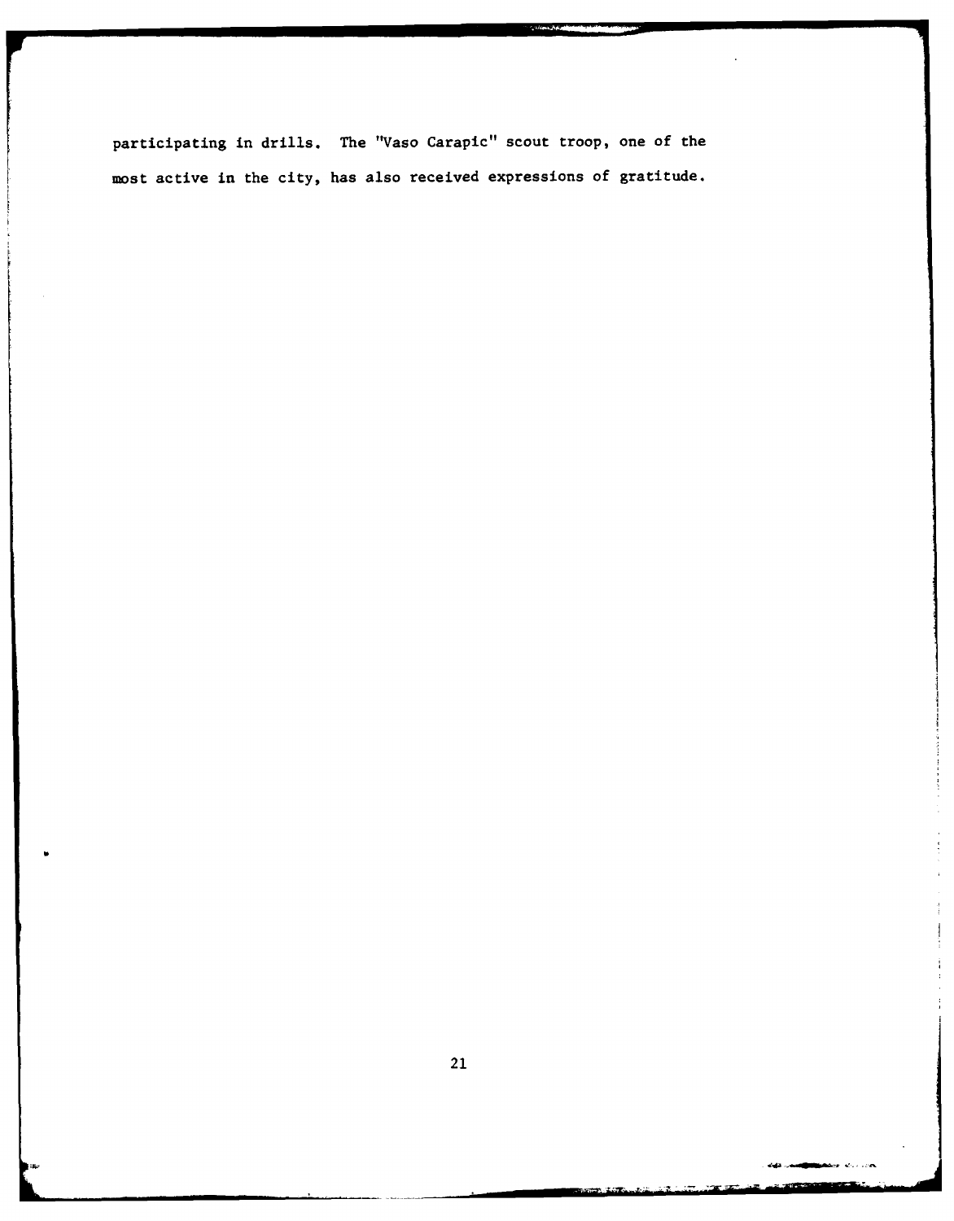participating in drills. The "Vaso Carapic" scout troop, one of the most active in the city, has also received expressions of gratitude.